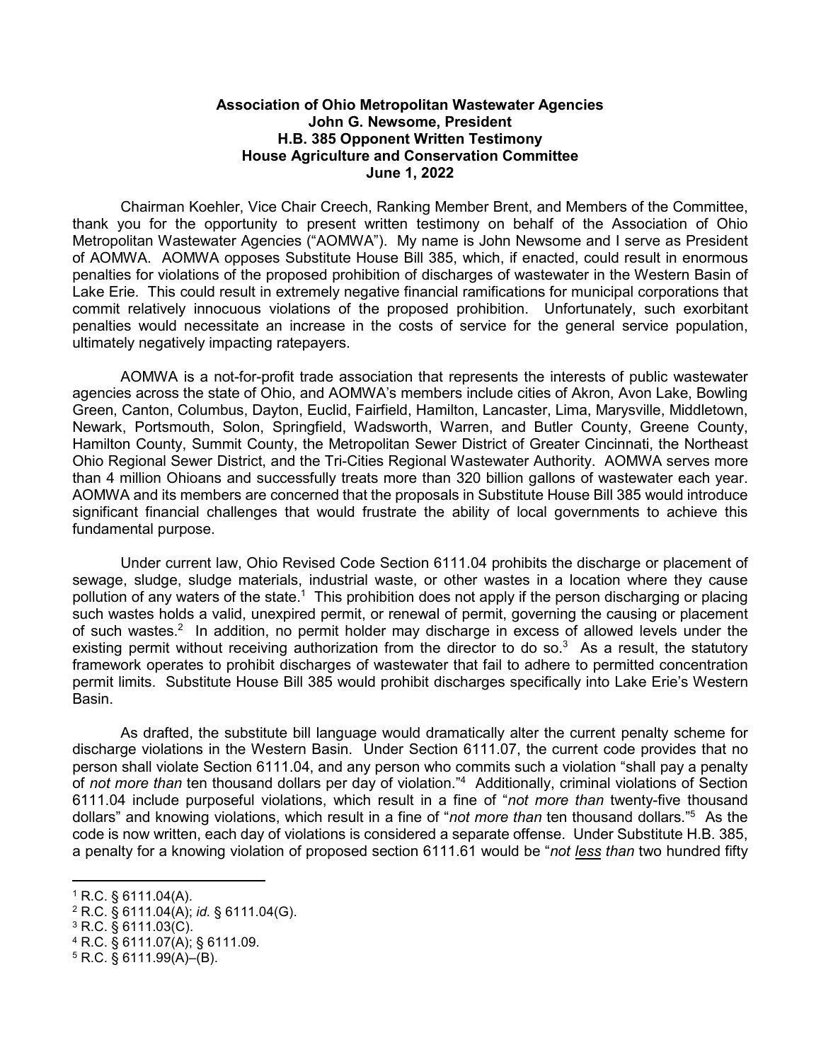**Association of Ohio Metropolitan Wastewater Agencies**
**John G. Newsome, President**
**H.B. 385 Opponent Written Testimony**
**House Agriculture and Conservation Committee**
**June 1, 2022**

Chairman Koehler, Vice Chair Creech, Ranking Member Brent, and Members of the Committee, thank you for the opportunity to present written testimony on behalf of the Association of Ohio Metropolitan Wastewater Agencies ("AOMWA"). My name is John Newsome and I serve as President of AOMWA. AOMWA opposes Substitute House Bill 385, which, if enacted, could result in enormous penalties for violations of the proposed prohibition of discharges of wastewater in the Western Basin of Lake Erie. This could result in extremely negative financial ramifications for municipal corporations that commit relatively innocuous violations of the proposed prohibition. Unfortunately, such exorbitant penalties would necessitate an increase in the costs of service for the general service population, ultimately negatively impacting ratepayers.

AOMWA is a not-for-profit trade association that represents the interests of public wastewater agencies across the state of Ohio, and AOMWA's members include cities of Akron, Avon Lake, Bowling Green, Canton, Columbus, Dayton, Euclid, Fairfield, Hamilton, Lancaster, Lima, Marysville, Middletown, Newark, Portsmouth, Solon, Springfield, Wadsworth, Warren, and Butler County, Greene County, Hamilton County, Summit County, the Metropolitan Sewer District of Greater Cincinnati, the Northeast Ohio Regional Sewer District, and the Tri-Cities Regional Wastewater Authority. AOMWA serves more than 4 million Ohioans and successfully treats more than 320 billion gallons of wastewater each year. AOMWA and its members are concerned that the proposals in Substitute House Bill 385 would introduce significant financial challenges that would frustrate the ability of local governments to achieve this fundamental purpose.

Under current law, Ohio Revised Code Section 6111.04 prohibits the discharge or placement of sewage, sludge, sludge materials, industrial waste, or other wastes in a location where they cause pollution of any waters of the state.[1] This prohibition does not apply if the person discharging or placing such wastes holds a valid, unexpired permit, or renewal of permit, governing the causing or placement of such wastes.[2] In addition, no permit holder may discharge in excess of allowed levels under the existing permit without receiving authorization from the director to do so.[3] As a result, the statutory framework operates to prohibit discharges of wastewater that fail to adhere to permitted concentration permit limits. Substitute House Bill 385 would prohibit discharges specifically into Lake Erie's Western Basin.

As drafted, the substitute bill language would dramatically alter the current penalty scheme for discharge violations in the Western Basin. Under Section 6111.07, the current code provides that no person shall violate Section 6111.04, and any person who commits such a violation "shall pay a penalty of *not more than* ten thousand dollars per day of violation."[4] Additionally, criminal violations of Section 6111.04 include purposeful violations, which result in a fine of "*not more than* twenty-five thousand dollars" and knowing violations, which result in a fine of "*not more than* ten thousand dollars."[5] As the code is now written, each day of violations is considered a separate offense. Under Substitute H.B. 385, a penalty for a knowing violation of proposed section 6111.61 would be "*not <u>less</u> than* two hundred fifty

---

[1] R.C. § 6111.04(A).
[2] R.C. § 6111.04(A); *id.* § 6111.04(G).
[3] R.C. § 6111.03(C).
[4] R.C. § 6111.07(A); § 6111.09.
[5] R.C. § 6111.99(A)–(B).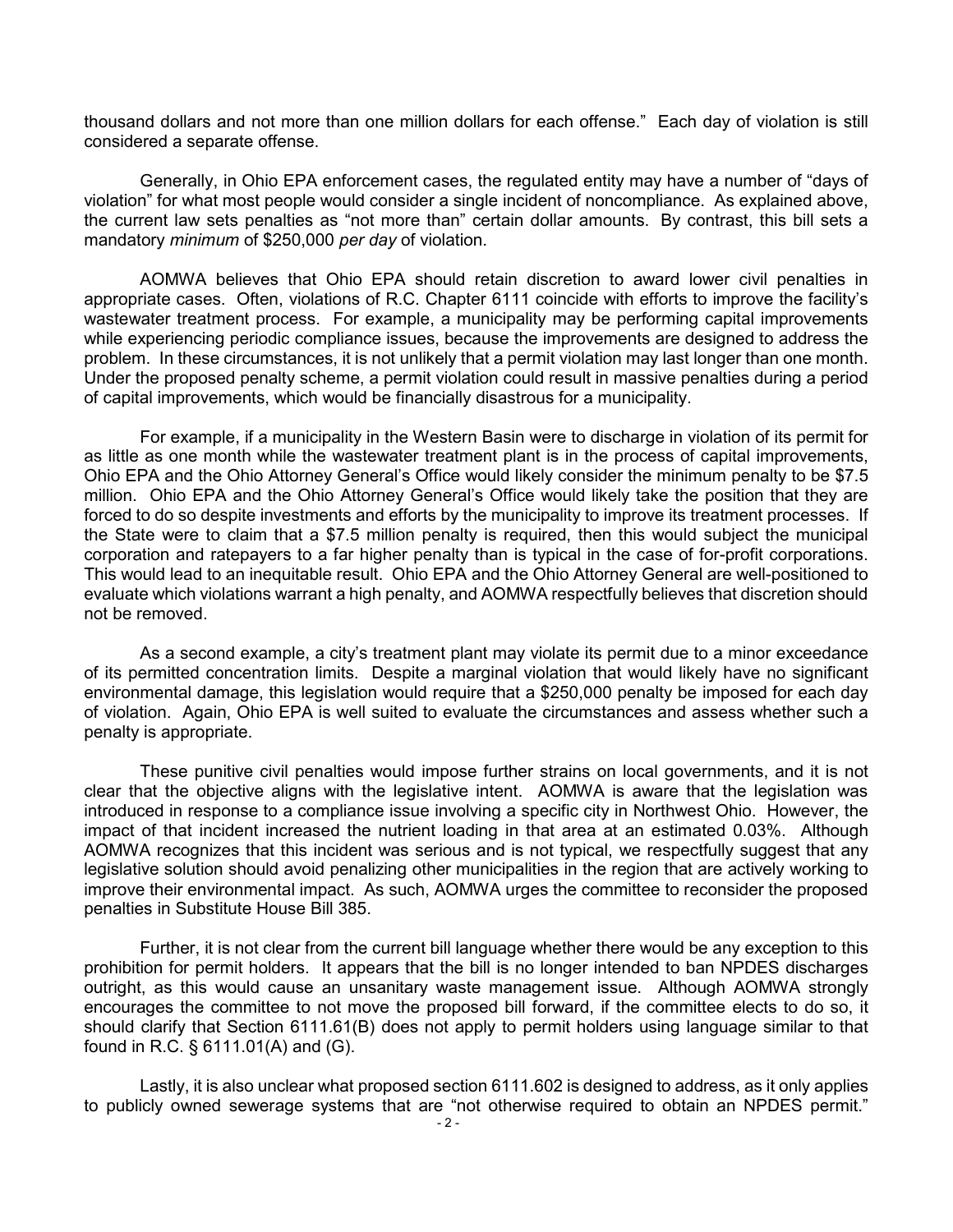thousand dollars and not more than one million dollars for each offense." Each day of violation is still considered a separate offense.

Generally, in Ohio EPA enforcement cases, the regulated entity may have a number of "days of violation" for what most people would consider a single incident of noncompliance. As explained above, the current law sets penalties as "not more than" certain dollar amounts. By contrast, this bill sets a mandatory *minimum* of $250,000 *per day* of violation.

AOMWA believes that Ohio EPA should retain discretion to award lower civil penalties in appropriate cases. Often, violations of R.C. Chapter 6111 coincide with efforts to improve the facility's wastewater treatment process. For example, a municipality may be performing capital improvements while experiencing periodic compliance issues, because the improvements are designed to address the problem. In these circumstances, it is not unlikely that a permit violation may last longer than one month. Under the proposed penalty scheme, a permit violation could result in massive penalties during a period of capital improvements, which would be financially disastrous for a municipality.

For example, if a municipality in the Western Basin were to discharge in violation of its permit for as little as one month while the wastewater treatment plant is in the process of capital improvements, Ohio EPA and the Ohio Attorney General's Office would likely consider the minimum penalty to be $7.5 million. Ohio EPA and the Ohio Attorney General's Office would likely take the position that they are forced to do so despite investments and efforts by the municipality to improve its treatment processes. If the State were to claim that a $7.5 million penalty is required, then this would subject the municipal corporation and ratepayers to a far higher penalty than is typical in the case of for-profit corporations. This would lead to an inequitable result. Ohio EPA and the Ohio Attorney General are well-positioned to evaluate which violations warrant a high penalty, and AOMWA respectfully believes that discretion should not be removed.

As a second example, a city's treatment plant may violate its permit due to a minor exceedance of its permitted concentration limits. Despite a marginal violation that would likely have no significant environmental damage, this legislation would require that a $250,000 penalty be imposed for each day of violation. Again, Ohio EPA is well suited to evaluate the circumstances and assess whether such a penalty is appropriate.

These punitive civil penalties would impose further strains on local governments, and it is not clear that the objective aligns with the legislative intent. AOMWA is aware that the legislation was introduced in response to a compliance issue involving a specific city in Northwest Ohio. However, the impact of that incident increased the nutrient loading in that area at an estimated 0.03%. Although AOMWA recognizes that this incident was serious and is not typical, we respectfully suggest that any legislative solution should avoid penalizing other municipalities in the region that are actively working to improve their environmental impact. As such, AOMWA urges the committee to reconsider the proposed penalties in Substitute House Bill 385.

Further, it is not clear from the current bill language whether there would be any exception to this prohibition for permit holders. It appears that the bill is no longer intended to ban NPDES discharges outright, as this would cause an unsanitary waste management issue. Although AOMWA strongly encourages the committee to not move the proposed bill forward, if the committee elects to do so, it should clarify that Section 6111.61(B) does not apply to permit holders using language similar to that found in R.C. § 6111.01(A) and (G).

Lastly, it is also unclear what proposed section 6111.602 is designed to address, as it only applies to publicly owned sewerage systems that are "not otherwise required to obtain an NPDES permit."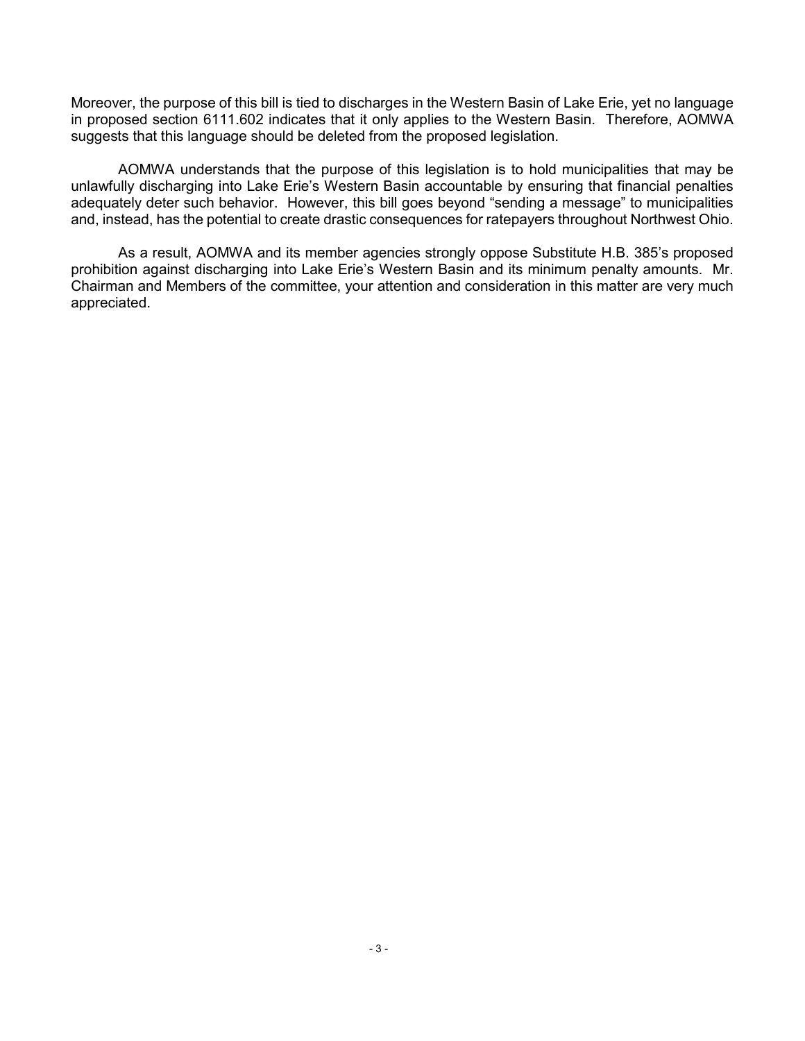Moreover, the purpose of this bill is tied to discharges in the Western Basin of Lake Erie, yet no language in proposed section 6111.602 indicates that it only applies to the Western Basin. Therefore, AOMWA suggests that this language should be deleted from the proposed legislation.

AOMWA understands that the purpose of this legislation is to hold municipalities that may be unlawfully discharging into Lake Erie's Western Basin accountable by ensuring that financial penalties adequately deter such behavior. However, this bill goes beyond "sending a message" to municipalities and, instead, has the potential to create drastic consequences for ratepayers throughout Northwest Ohio.

As a result, AOMWA and its member agencies strongly oppose Substitute H.B. 385's proposed prohibition against discharging into Lake Erie's Western Basin and its minimum penalty amounts. Mr. Chairman and Members of the committee, your attention and consideration in this matter are very much appreciated.